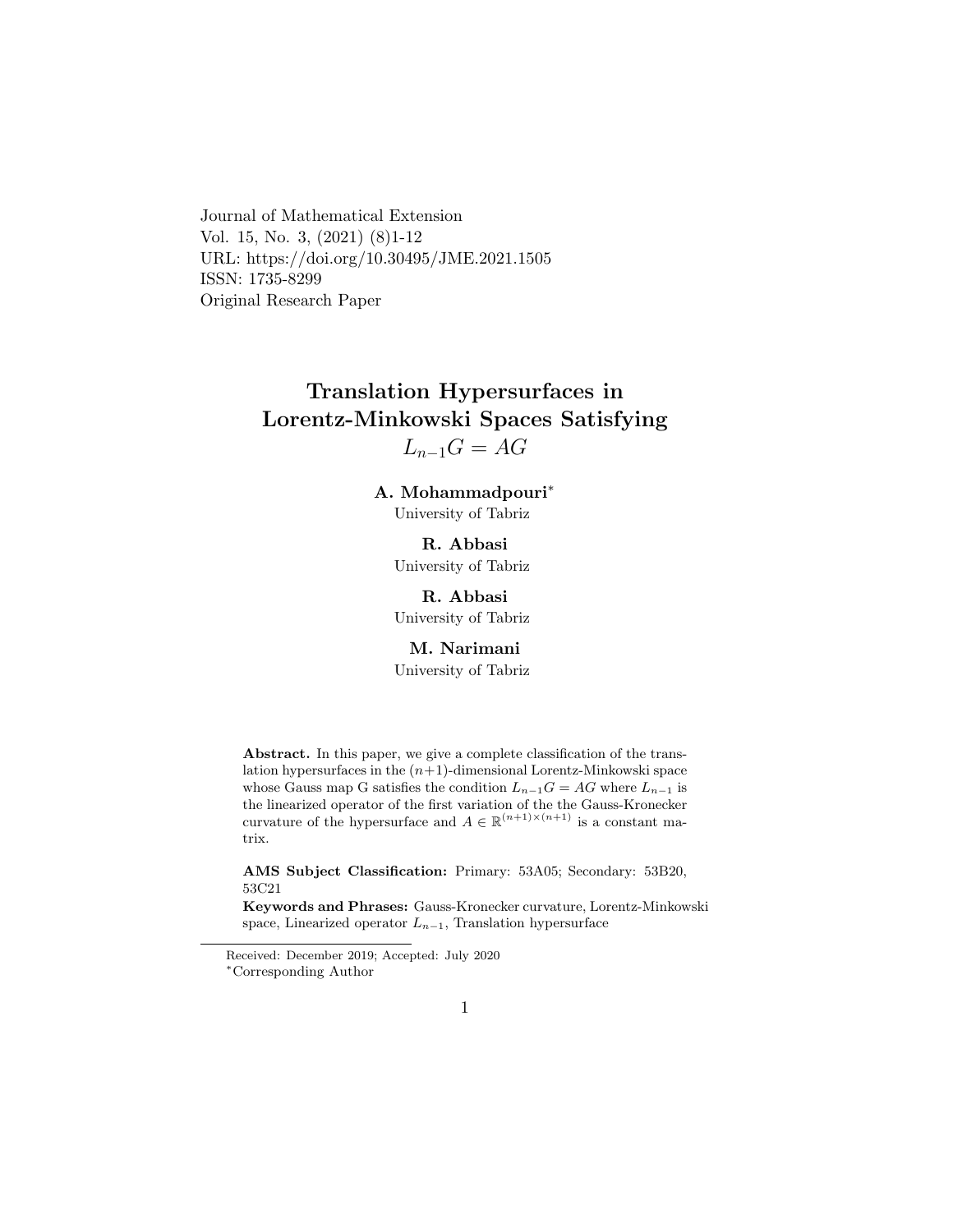Journal of Mathematical Extension
Vol. 15, No. 3, (2021) (8)1-12
URL: https://doi.org/10.30495/JME.2021.1505
ISSN: 1735-8299
Original Research Paper

# Translation Hypersurfaces in Lorentz-Minkowski Spaces Satisfying $L_{n-1}G = AG$

**A. Mohammadpouri**[*]
University of Tabriz

**R. Abbasi**
University of Tabriz

**R. Abbasi**
University of Tabriz

**M. Narimani**
University of Tabriz

**Abstract.** In this paper, we give a complete classification of the translation hypersurfaces in the $(n+1)$-dimensional Lorentz-Minkowski space whose Gauss map G satisfies the condition $L_{n-1}G = AG$ where $L_{n-1}$ is the linearized operator of the first variation of the the Gauss-Kronecker curvature of the hypersurface and $A \in \mathbb{R}^{(n+1)\times(n+1)}$ is a constant matrix.

**AMS Subject Classification:** Primary: 53A05; Secondary: 53B20, 53C21

**Keywords and Phrases:** Gauss-Kronecker curvature, Lorentz-Minkowski space, Linearized operator $L_{n-1}$, Translation hypersurface

Received: December 2019; Accepted: July 2020

[*]Corresponding Author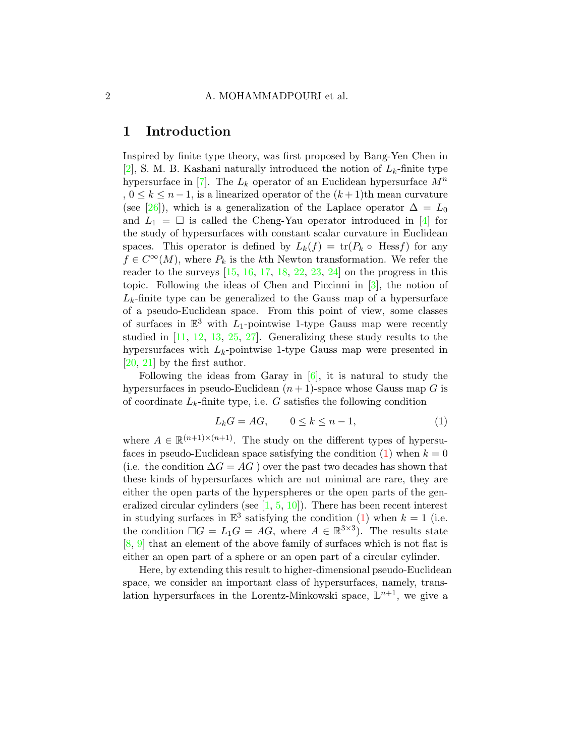## 1 Introduction

Inspired by finite type theory, was first proposed by Bang-Yen Chen in [2], S. M. B. Kashani naturally introduced the notion of $L_k$-finite type hypersurface in [7]. The $L_k$ operator of an Euclidean hypersurface $M^n$ , $0 \leq k \leq n-1$, is a linearized operator of the $(k+1)$th mean curvature (see [26]), which is a generalization of the Laplace operator $\Delta = L_0$ and $L_1 = \Box$ is called the Cheng-Yau operator introduced in [4] for the study of hypersurfaces with constant scalar curvature in Euclidean spaces. This operator is defined by $L_k(f) = \mathrm{tr}(P_k \circ \mathrm{Hess} f)$ for any $f \in C^\infty(M)$, where $P_k$ is the $k$th Newton transformation. We refer the reader to the surveys [15, 16, 17, 18, 22, 23, 24] on the progress in this topic. Following the ideas of Chen and Piccinni in [3], the notion of $L_k$-finite type can be generalized to the Gauss map of a hypersurface of a pseudo-Euclidean space. From this point of view, some classes of surfaces in $\mathbb{E}^3$ with $L_1$-pointwise 1-type Gauss map were recently studied in [11, 12, 13, 25, 27]. Generalizing these study results to the hypersurfaces with $L_k$-pointwise 1-type Gauss map were presented in [20, 21] by the first author.

Following the ideas from Garay in [6], it is natural to study the hypersurfaces in pseudo-Euclidean $(n+1)$-space whose Gauss map $G$ is of coordinate $L_k$-finite type, i.e. $G$ satisfies the following condition

$$L_k G = AG, \qquad 0 \leq k \leq n-1, \tag{1}$$

where $A \in \mathbb{R}^{(n+1)\times(n+1)}$. The study on the different types of hypersufaces in pseudo-Euclidean space satisfying the condition (1) when $k = 0$ (i.e. the condition $\Delta G = AG$ ) over the past two decades has shown that these kinds of hypersurfaces which are not minimal are rare, they are either the open parts of the hyperspheres or the open parts of the generalized circular cylinders (see [1, 5, 10]). There has been recent interest in studying surfaces in $\mathbb{E}^3$ satisfying the condition (1) when $k = 1$ (i.e. the condition $\Box G = L_1 G = AG$, where $A \in \mathbb{R}^{3\times 3}$). The results state [8, 9] that an element of the above family of surfaces which is not flat is either an open part of a sphere or an open part of a circular cylinder.

Here, by extending this result to higher-dimensional pseudo-Euclidean space, we consider an important class of hypersurfaces, namely, translation hypersurfaces in the Lorentz-Minkowski space, $\mathbb{L}^{n+1}$, we give a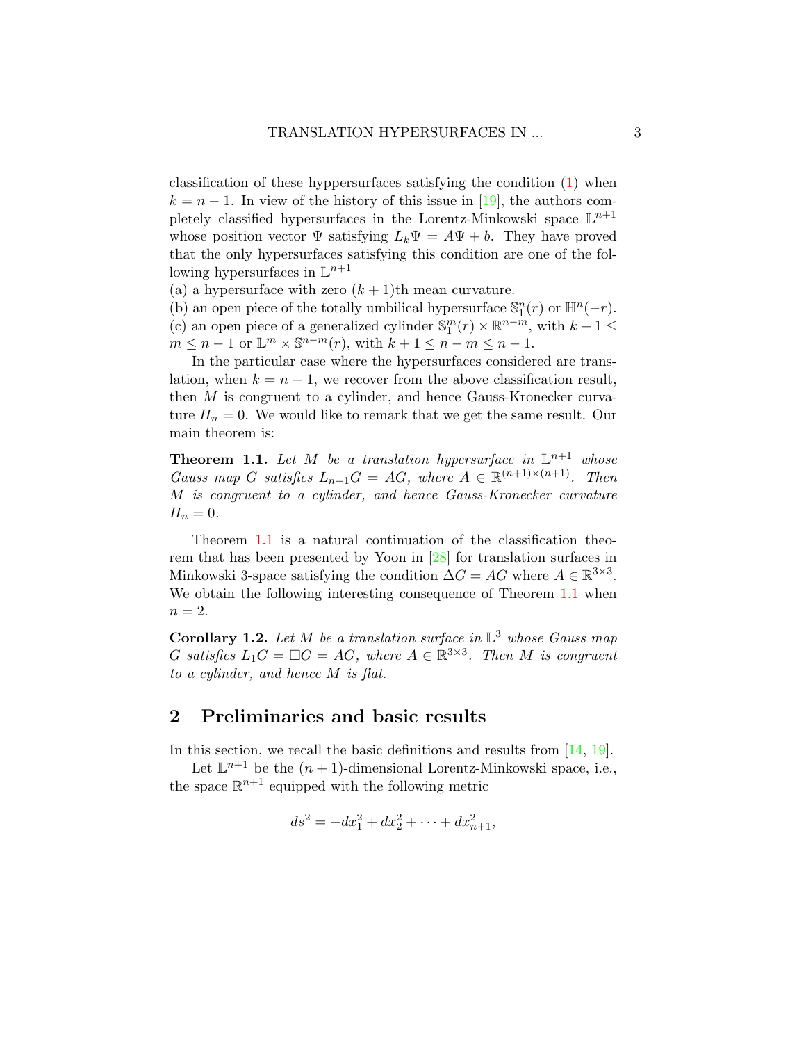classification of these hyppersurfaces satisfying the condition (1) when $k = n-1$. In view of the history of this issue in [19], the authors completely classified hypersurfaces in the Lorentz-Minkowski space $\mathbb{L}^{n+1}$ whose position vector $\Psi$ satisfying $L_k\Psi = A\Psi + b$. They have proved that the only hypersurfaces satisfying this condition are one of the following hypersurfaces in $\mathbb{L}^{n+1}$

(a) a hypersurface with zero $(k+1)$th mean curvature.
(b) an open piece of the totally umbilical hypersurface $\mathbb{S}^n_1(r)$ or $\mathbb{H}^n(-r)$.
(c) an open piece of a generalized cylinder $\mathbb{S}^m_1(r) \times \mathbb{R}^{n-m}$, with $k+1 \leq m \leq n-1$ or $\mathbb{L}^m \times \mathbb{S}^{n-m}(r)$, with $k+1 \leq n-m \leq n-1$.

In the particular case where the hypersurfaces considered are translation, when $k = n-1$, we recover from the above classification result, then $M$ is congruent to a cylinder, and hence Gauss-Kronecker curvature $H_n = 0$. We would like to remark that we get the same result. Our main theorem is:

**Theorem 1.1.** *Let $M$ be a translation hypersurface in $\mathbb{L}^{n+1}$ whose Gauss map $G$ satisfies $L_{n-1}G = AG$, where $A \in \mathbb{R}^{(n+1)\times(n+1)}$. Then $M$ is congruent to a cylinder, and hence Gauss-Kronecker curvature $H_n = 0$.*

Theorem 1.1 is a natural continuation of the classification theorem that has been presented by Yoon in [28] for translation surfaces in Minkowski 3-space satisfying the condition $\Delta G = AG$ where $A \in \mathbb{R}^{3\times 3}$. We obtain the following interesting consequence of Theorem 1.1 when $n = 2$.

**Corollary 1.2.** *Let $M$ be a translation surface in $\mathbb{L}^3$ whose Gauss map $G$ satisfies $L_1 G = \square G = AG$, where $A \in \mathbb{R}^{3\times 3}$. Then $M$ is congruent to a cylinder, and hence $M$ is flat.*

## 2 Preliminaries and basic results

In this section, we recall the basic definitions and results from [14, 19].

Let $\mathbb{L}^{n+1}$ be the $(n+1)$-dimensional Lorentz-Minkowski space, i.e., the space $\mathbb{R}^{n+1}$ equipped with the following metric

$$ds^2 = -dx_1^2 + dx_2^2 + \cdots + dx_{n+1}^2,$$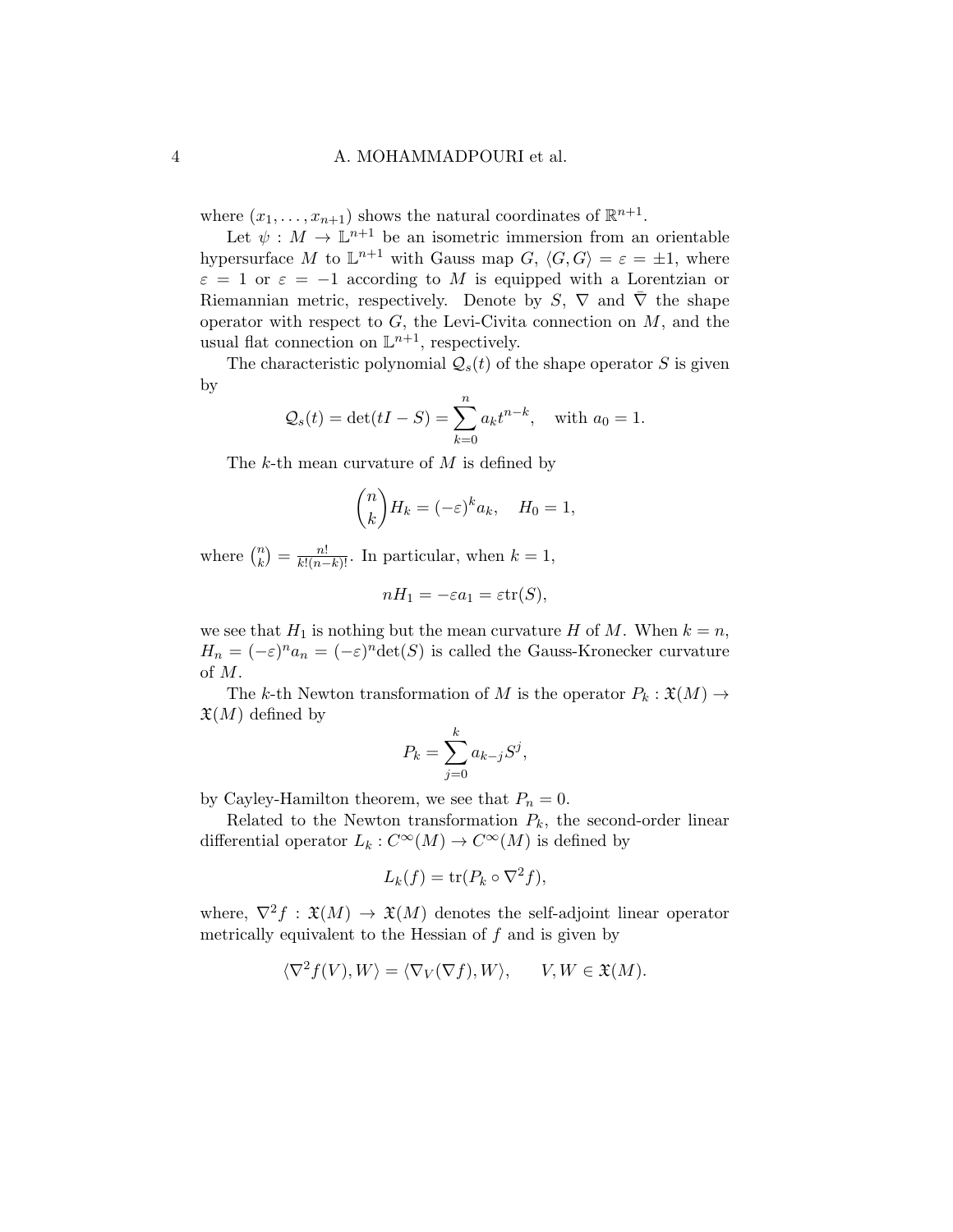where $(x_1, \ldots, x_{n+1})$ shows the natural coordinates of $\mathbb{R}^{n+1}$.

Let $\psi : M \to \mathbb{L}^{n+1}$ be an isometric immersion from an orientable hypersurface $M$ to $\mathbb{L}^{n+1}$ with Gauss map $G$, $\langle G, G \rangle = \varepsilon = \pm 1$, where $\varepsilon = 1$ or $\varepsilon = -1$ according to $M$ is equipped with a Lorentzian or Riemannian metric, respectively. Denote by $S$, $\nabla$ and $\bar{\nabla}$ the shape operator with respect to $G$, the Levi-Civita connection on $M$, and the usual flat connection on $\mathbb{L}^{n+1}$, respectively.

The characteristic polynomial $\mathcal{Q}_s(t)$ of the shape operator $S$ is given by

$$\mathcal{Q}_s(t) = \det(tI - S) = \sum_{k=0}^{n} a_k t^{n-k}, \quad \text{with } a_0 = 1.$$

The $k$-th mean curvature of $M$ is defined by

$$\binom{n}{k} H_k = (-\varepsilon)^k a_k, \quad H_0 = 1,$$

where $\binom{n}{k} = \frac{n!}{k!(n-k)!}$. In particular, when $k = 1$,

$$nH_1 = -\varepsilon a_1 = \varepsilon \mathrm{tr}(S),$$

we see that $H_1$ is nothing but the mean curvature $H$ of $M$. When $k = n$, $H_n = (-\varepsilon)^n a_n = (-\varepsilon)^n \det(S)$ is called the Gauss-Kronecker curvature of $M$.

The $k$-th Newton transformation of $M$ is the operator $P_k : \mathfrak{X}(M) \to \mathfrak{X}(M)$ defined by

$$P_k = \sum_{j=0}^{k} a_{k-j} S^j,$$

by Cayley-Hamilton theorem, we see that $P_n = 0$.

Related to the Newton transformation $P_k$, the second-order linear differential operator $L_k : C^\infty(M) \to C^\infty(M)$ is defined by

$$L_k(f) = \mathrm{tr}(P_k \circ \nabla^2 f),$$

where, $\nabla^2 f : \mathfrak{X}(M) \to \mathfrak{X}(M)$ denotes the self-adjoint linear operator metrically equivalent to the Hessian of $f$ and is given by

$$\langle \nabla^2 f(V), W \rangle = \langle \nabla_V(\nabla f), W \rangle, \qquad V, W \in \mathfrak{X}(M).$$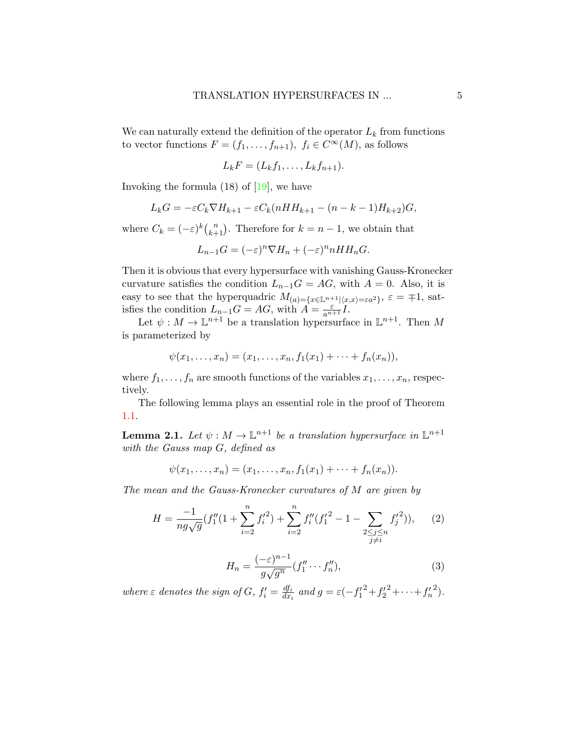We can naturally extend the definition of the operator $L_k$ from functions to vector functions $F = (f_1, \dots, f_{n+1}),\ f_i \in C^\infty(M)$, as follows

$$L_k F = (L_k f_1, \dots, L_k f_{n+1}).$$

Invoking the formula (18) of [19], we have

$$L_k G = -\varepsilon C_k \nabla H_{k+1} - \varepsilon C_k (nHH_{k+1} - (n-k-1)H_{k+2})G,$$

where $C_k = (-\varepsilon)^k \binom{n}{k+1}$. Therefore for $k = n-1$, we obtain that

$$L_{n-1} G = (-\varepsilon)^n \nabla H_n + (-\varepsilon)^n n H H_n G.$$

Then it is obvious that every hypersurface with vanishing Gauss-Kronecker curvature satisfies the condition $L_{n-1}G = AG$, with $A = 0$. Also, it is easy to see that the hyperquadric $M_{(a)=\{x \in \mathbb{L}^{n+1} | \langle x, x\rangle = \varepsilon a^2\}}$, $\varepsilon = \mp 1$, satisfies the condition $L_{n-1}G = AG$, with $A = \frac{\varepsilon}{a^{n+1}} I$.

Let $\psi : M \to \mathbb{L}^{n+1}$ be a translation hypersurface in $\mathbb{L}^{n+1}$. Then $M$ is parameterized by

$$\psi(x_1, \dots, x_n) = (x_1, \dots, x_n, f_1(x_1) + \dots + f_n(x_n)),$$

where $f_1, \dots, f_n$ are smooth functions of the variables $x_1, \dots, x_n$, respectively.

The following lemma plays an essential role in the proof of Theorem 1.1.

**Lemma 2.1.** *Let $\psi : M \to \mathbb{L}^{n+1}$ be a translation hypersurface in $\mathbb{L}^{n+1}$ with the Gauss map $G$, defined as*

$$\psi(x_1, \dots, x_n) = (x_1, \dots, x_n, f_1(x_1) + \dots + f_n(x_n)).$$

*The mean and the Gauss-Kronecker curvatures of $M$ are given by*

$$H = \frac{-1}{ng\sqrt{g}} \Big(f_1''\big(1 + \sum_{i=2}^{n} {f_i'}^2\big) + \sum_{i=2}^{n} f_i''\big({f_1'}^2 - 1 - \sum_{\substack{2 \le j \le n \\ j \ne i}} {f_j'}^2\big)\Big), \tag{2}$$

$$H_n = \frac{(-\varepsilon)^{n-1}}{g\sqrt{g^n}} (f_1'' \cdots f_n''), \tag{3}$$

*where $\varepsilon$ denotes the sign of $G$, $f_i' = \frac{df_i}{dx_i}$ and $g = \varepsilon(-{f_1'}^2 + {f_2'}^2 + \dots + {f_n'}^2)$.*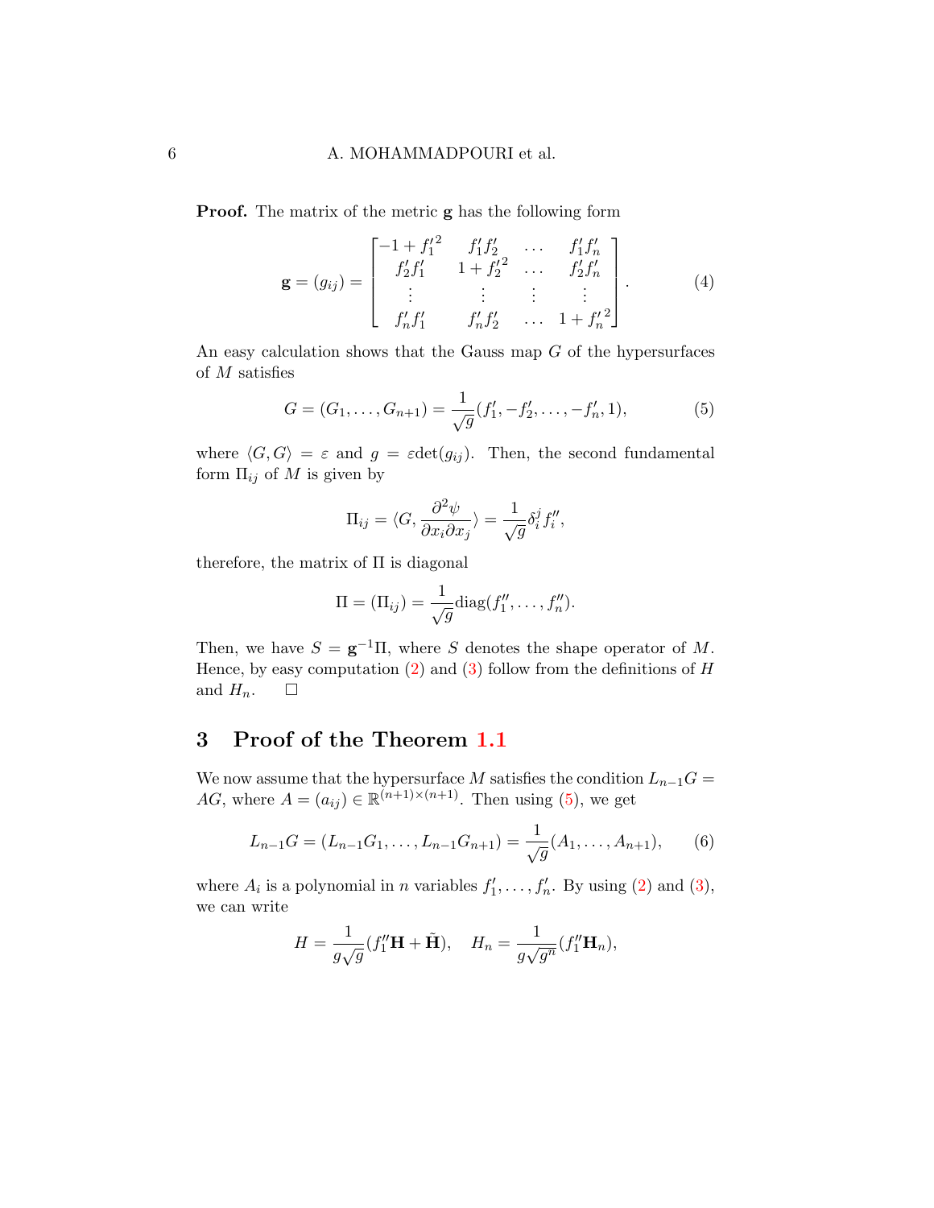**Proof.** The matrix of the metric $\mathbf{g}$ has the following form

$$\mathbf{g} = (g_{ij}) = \begin{bmatrix} -1 + {f_1'}^2 & f_1'f_2' & \dots & f_1'f_n' \\ f_2'f_1' & 1 + {f_2'}^2 & \dots & f_2'f_n' \\ \vdots & \vdots & \vdots & \vdots \\ f_n'f_1' & f_n'f_2' & \dots & 1 + {f_n'}^2 \end{bmatrix}. \tag{4}$$

An easy calculation shows that the Gauss map $G$ of the hypersurfaces of $M$ satisfies

$$G = (G_1, \dots, G_{n+1}) = \frac{1}{\sqrt{g}}(f_1', -f_2', \dots, -f_n', 1), \tag{5}$$

where $\langle G, G \rangle = \varepsilon$ and $g = \varepsilon \det(g_{ij})$. Then, the second fundamental form $\Pi_{ij}$ of $M$ is given by

$$\Pi_{ij} = \langle G, \frac{\partial^2 \psi}{\partial x_i \partial x_j} \rangle = \frac{1}{\sqrt{g}} \delta_i^j f_i'',$$

therefore, the matrix of $\Pi$ is diagonal

$$\Pi = (\Pi_{ij}) = \frac{1}{\sqrt{g}} \mathrm{diag}(f_1'', \dots, f_n'').$$

Then, we have $S = \mathbf{g}^{-1}\Pi$, where $S$ denotes the shape operator of $M$. Hence, by easy computation (2) and (3) follow from the definitions of $H$ and $H_n$. $\square$

## 3 Proof of the Theorem 1.1

We now assume that the hypersurface $M$ satisfies the condition $L_{n-1}G = AG$, where $A = (a_{ij}) \in \mathbb{R}^{(n+1)\times(n+1)}$. Then using (5), we get

$$L_{n-1}G = (L_{n-1}G_1, \dots, L_{n-1}G_{n+1}) = \frac{1}{\sqrt{g}}(A_1, \dots, A_{n+1}), \tag{6}$$

where $A_i$ is a polynomial in $n$ variables $f_1', \dots, f_n'$. By using (2) and (3), we can write

$$H = \frac{1}{g\sqrt{g}}(f_1''\mathbf{H} + \tilde{\mathbf{H}}), \quad H_n = \frac{1}{g\sqrt{g^n}}(f_1''\mathbf{H}_n),$$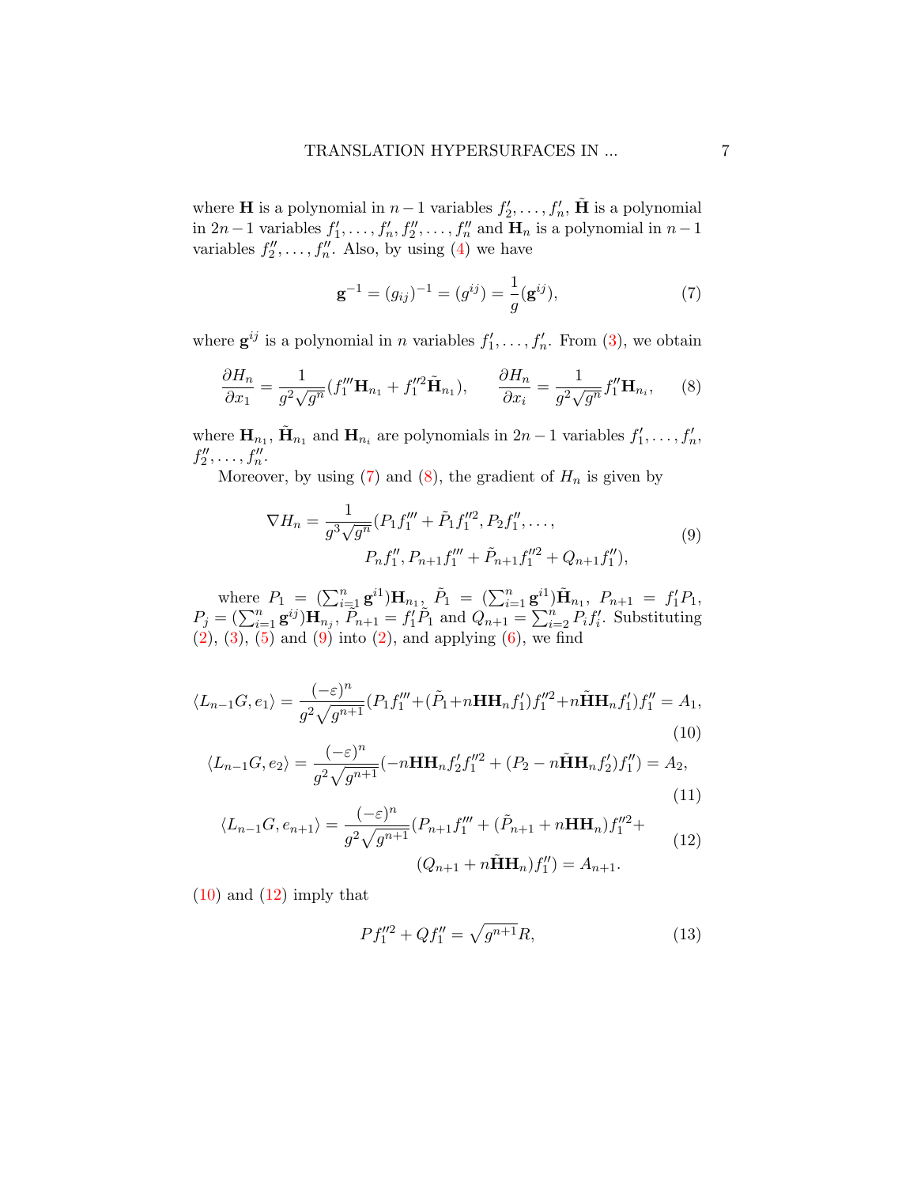where $\mathbf{H}$ is a polynomial in $n-1$ variables $f_2', \dots, f_n'$, $\tilde{\mathbf{H}}$ is a polynomial in $2n-1$ variables $f_1', \dots, f_n', f_2'', \dots, f_n''$ and $\mathbf{H}_n$ is a polynomial in $n-1$ variables $f_2'', \dots, f_n''$. Also, by using (4) we have

$$\mathbf{g}^{-1} = (g_{ij})^{-1} = (g^{ij}) = \frac{1}{g}(\mathbf{g}^{ij}), \tag{7}$$

where $\mathbf{g}^{ij}$ is a polynomial in $n$ variables $f_1', \dots, f_n'$. From (3), we obtain

$$\frac{\partial H_n}{\partial x_1} = \frac{1}{g^2\sqrt{g^n}}(f_1'''\mathbf{H}_{n_1} + f_1''^2\tilde{\mathbf{H}}_{n_1}), \qquad \frac{\partial H_n}{\partial x_i} = \frac{1}{g^2\sqrt{g^n}}f_1''\mathbf{H}_{n_i}, \tag{8}$$

where $\mathbf{H}_{n_1}$, $\tilde{\mathbf{H}}_{n_1}$ and $\mathbf{H}_{n_i}$ are polynomials in $2n-1$ variables $f_1', \dots, f_n'$, $f_2'', \dots, f_n''$.

Moreover, by using (7) and (8), the gradient of $H_n$ is given by

$$\begin{aligned}\nabla H_n = \frac{1}{g^3\sqrt{g^n}}(P_1 f_1''' + \tilde{P}_1 f_1''^2, P_2 f_1'', \dots,\\ P_n f_1'', P_{n+1} f_1''' + \tilde{P}_{n+1} f_1''^2 + Q_{n+1} f_1''),\end{aligned} \tag{9}$$

where $P_1 = (\sum_{i=1}^n \mathbf{g}^{i1})\mathbf{H}_{n_1}$, $\tilde{P}_1 = (\sum_{i=1}^n \mathbf{g}^{i1})\tilde{\mathbf{H}}_{n_1}$, $P_{n+1} = f_1' P_1$, $P_j = (\sum_{i=1}^n \mathbf{g}^{ij})\mathbf{H}_{n_j}$, $\tilde{P}_{n+1} = f_1'\tilde{P}_1$ and $Q_{n+1} = \sum_{i=2}^n P_i f_i'$. Substituting (2), (3), (5) and (9) into (2), and applying (6), we find

$$\langle L_{n-1}G, e_1\rangle = \frac{(-\varepsilon)^n}{g^2\sqrt{g^{n+1}}}(P_1 f_1''' + (\tilde{P}_1 + n\mathbf{H}\mathbf{H}_n f_1')f_1''^2 + n\tilde{\mathbf{H}}\mathbf{H}_n f_1')f_1'' = A_1, \tag{10}$$

$$\langle L_{n-1}G, e_2\rangle = \frac{(-\varepsilon)^n}{g^2\sqrt{g^{n+1}}}(-n\mathbf{H}\mathbf{H}_n f_2' f_1''^2 + (P_2 - n\tilde{\mathbf{H}}\mathbf{H}_n f_2')f_1'') = A_2, \tag{11}$$

$$\begin{aligned}\langle L_{n-1}G, e_{n+1}\rangle = \frac{(-\varepsilon)^n}{g^2\sqrt{g^{n+1}}}(P_{n+1} f_1''' + (\tilde{P}_{n+1} + n\mathbf{H}\mathbf{H}_n)f_1''^2 +\\ (Q_{n+1} + n\tilde{\mathbf{H}}\mathbf{H}_n)f_1'') = A_{n+1}.\end{aligned} \tag{12}$$

(10) and (12) imply that

$$P f_1''^2 + Q f_1'' = \sqrt{g^{n+1}}R, \tag{13}$$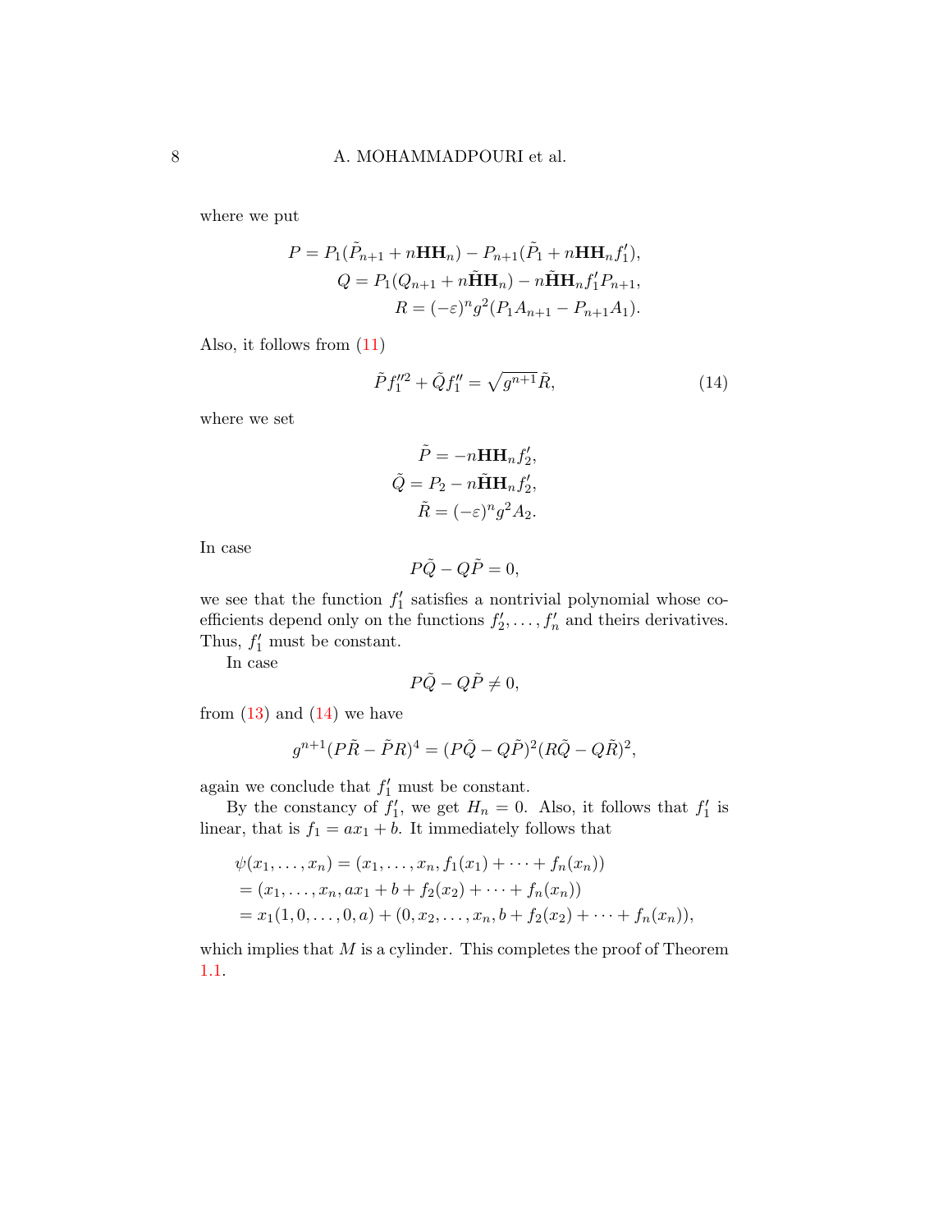where we put

$$
\begin{aligned}
P &= P_1(\tilde{P}_{n+1} + n\mathbf{H}\mathbf{H}_n) - P_{n+1}(\tilde{P}_1 + n\mathbf{H}\mathbf{H}_n f_1'), \\
Q &= P_1(Q_{n+1} + n\tilde{\mathbf{H}}\mathbf{H}_n) - n\tilde{\mathbf{H}}\mathbf{H}_n f_1' P_{n+1}, \\
R &= (-\varepsilon)^n g^2 (P_1 A_{n+1} - P_{n+1} A_1).
\end{aligned}
$$

Also, it follows from (11)

$$
\tilde{P} f_1''^2 + \tilde{Q} f_1'' = \sqrt{g^{n+1}} \tilde{R}, \tag{14}
$$

where we set

$$
\begin{aligned}
\tilde{P} &= -n\mathbf{H}\mathbf{H}_n f_2', \\
\tilde{Q} &= P_2 - n\tilde{\mathbf{H}}\mathbf{H}_n f_2', \\
\tilde{R} &= (-\varepsilon)^n g^2 A_2.
\end{aligned}
$$

In case

$$
P\tilde{Q} - Q\tilde{P} = 0,
$$

we see that the function $f_1'$ satisfies a nontrivial polynomial whose coefficients depend only on the functions $f_2', \ldots, f_n'$ and theirs derivatives. Thus, $f_1'$ must be constant.

In case

$$
P\tilde{Q} - Q\tilde{P} \neq 0,
$$

from (13) and (14) we have

$$
g^{n+1}(P\tilde{R} - \tilde{P}R)^4 = (P\tilde{Q} - Q\tilde{P})^2 (R\tilde{Q} - Q\tilde{R})^2,
$$

again we conclude that $f_1'$ must be constant.

By the constancy of $f_1'$, we get $H_n = 0$. Also, it follows that $f_1'$ is linear, that is $f_1 = ax_1 + b$. It immediately follows that

$$
\begin{aligned}
&\psi(x_1, \ldots, x_n) = (x_1, \ldots, x_n, f_1(x_1) + \cdots + f_n(x_n)) \\
&= (x_1, \ldots, x_n, ax_1 + b + f_2(x_2) + \cdots + f_n(x_n)) \\
&= x_1(1, 0, \ldots, 0, a) + (0, x_2, \ldots, x_n, b + f_2(x_2) + \cdots + f_n(x_n)),
\end{aligned}
$$

which implies that $M$ is a cylinder. This completes the proof of Theorem 1.1.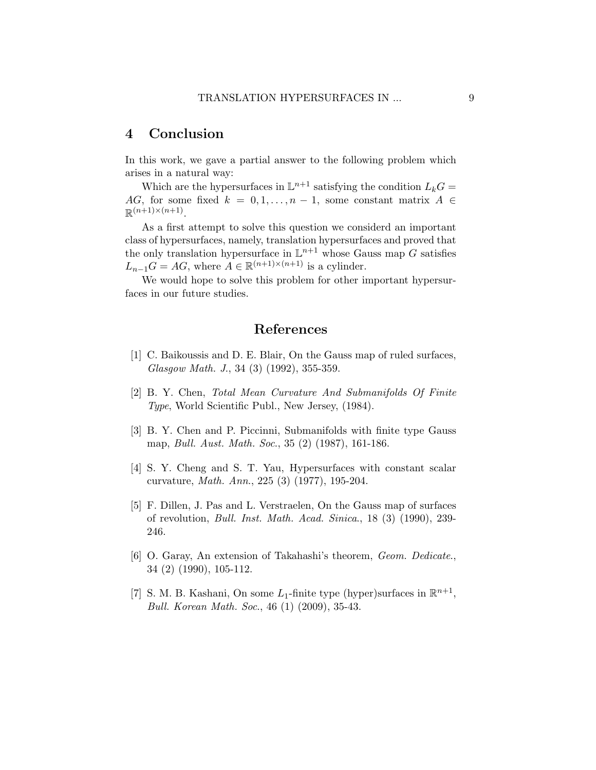## 4 Conclusion

In this work, we gave a partial answer to the following problem which arises in a natural way:

Which are the hypersurfaces in $\mathbb{L}^{n+1}$ satisfying the condition $L_kG = AG$, for some fixed $k = 0, 1, \ldots, n-1$, some constant matrix $A \in \mathbb{R}^{(n+1)\times(n+1)}$.

As a first attempt to solve this question we considerd an important class of hypersurfaces, namely, translation hypersurfaces and proved that the only translation hypersurface in $\mathbb{L}^{n+1}$ whose Gauss map $G$ satisfies $L_{n-1}G = AG$, where $A \in \mathbb{R}^{(n+1)\times(n+1)}$ is a cylinder.

We would hope to solve this problem for other important hypersurfaces in our future studies.

## References

[1] C. Baikoussis and D. E. Blair, On the Gauss map of ruled surfaces, *Glasgow Math. J.*, 34 (3) (1992), 355-359.

[2] B. Y. Chen, *Total Mean Curvature And Submanifolds Of Finite Type*, World Scientific Publ., New Jersey, (1984).

[3] B. Y. Chen and P. Piccinni, Submanifolds with finite type Gauss map, *Bull. Aust. Math. Soc.*, 35 (2) (1987), 161-186.

[4] S. Y. Cheng and S. T. Yau, Hypersurfaces with constant scalar curvature, *Math. Ann.*, 225 (3) (1977), 195-204.

[5] F. Dillen, J. Pas and L. Verstraelen, On the Gauss map of surfaces of revolution, *Bull. Inst. Math. Acad. Sinica.*, 18 (3) (1990), 239-246.

[6] O. Garay, An extension of Takahashi's theorem, *Geom. Dedicate.*, 34 (2) (1990), 105-112.

[7] S. M. B. Kashani, On some $L_1$-finite type (hyper)surfaces in $\mathbb{R}^{n+1}$, *Bull. Korean Math. Soc.*, 46 (1) (2009), 35-43.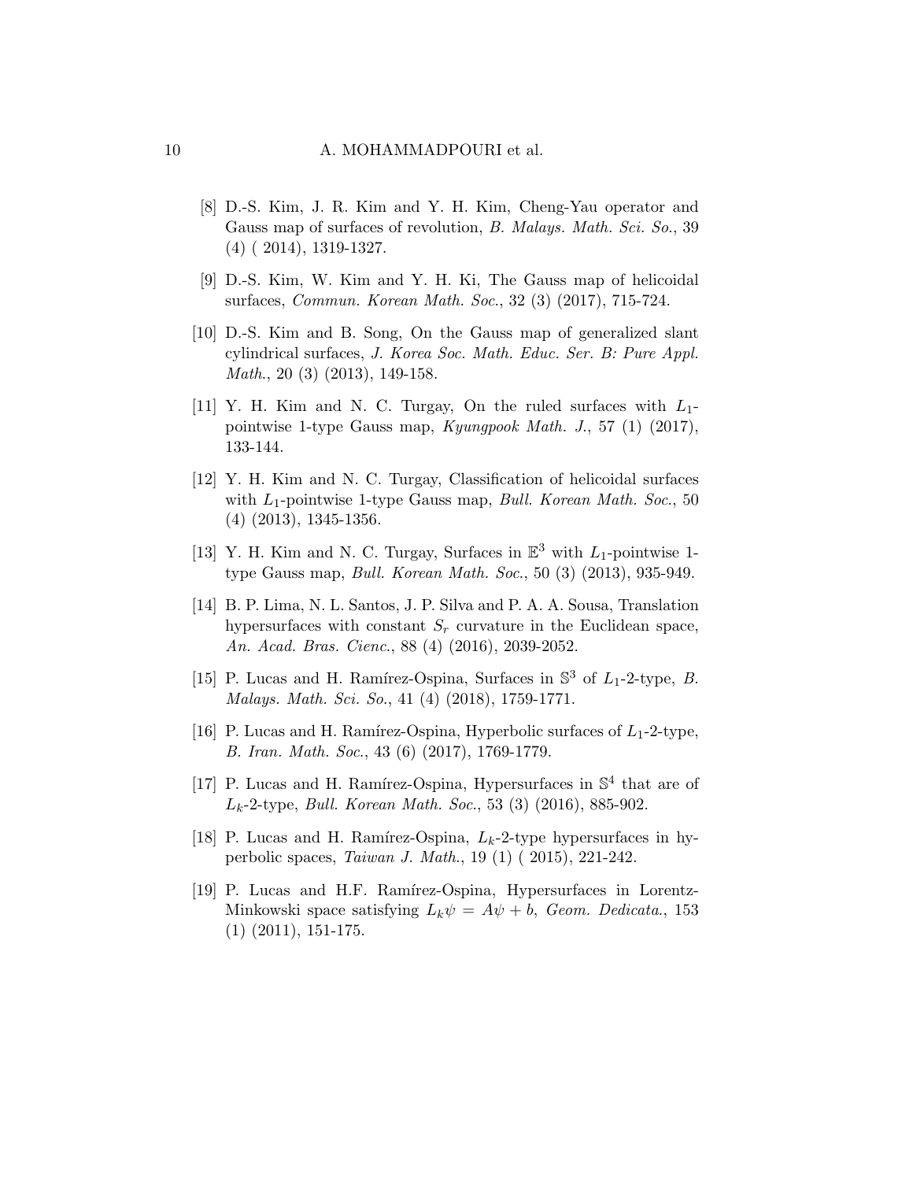[8] D.-S. Kim, J. R. Kim and Y. H. Kim, Cheng-Yau operator and Gauss map of surfaces of revolution, *B. Malays. Math. Sci. So.*, 39 (4) ( 2014), 1319-1327.

[9] D.-S. Kim, W. Kim and Y. H. Ki, The Gauss map of helicoidal surfaces, *Commun. Korean Math. Soc.*, 32 (3) (2017), 715-724.

[10] D.-S. Kim and B. Song, On the Gauss map of generalized slant cylindrical surfaces, *J. Korea Soc. Math. Educ. Ser. B: Pure Appl. Math.*, 20 (3) (2013), 149-158.

[11] Y. H. Kim and N. C. Turgay, On the ruled surfaces with $L_1$-pointwise 1-type Gauss map, *Kyungpook Math. J.*, 57 (1) (2017), 133-144.

[12] Y. H. Kim and N. C. Turgay, Classification of helicoidal surfaces with $L_1$-pointwise 1-type Gauss map, *Bull. Korean Math. Soc.*, 50 (4) (2013), 1345-1356.

[13] Y. H. Kim and N. C. Turgay, Surfaces in $\mathbb{E}^3$ with $L_1$-pointwise 1-type Gauss map, *Bull. Korean Math. Soc.*, 50 (3) (2013), 935-949.

[14] B. P. Lima, N. L. Santos, J. P. Silva and P. A. A. Sousa, Translation hypersurfaces with constant $S_r$ curvature in the Euclidean space, *An. Acad. Bras. Cienc.*, 88 (4) (2016), 2039-2052.

[15] P. Lucas and H. Ramírez-Ospina, Surfaces in $\mathbb{S}^3$ of $L_1$-2-type, *B. Malays. Math. Sci. So.*, 41 (4) (2018), 1759-1771.

[16] P. Lucas and H. Ramírez-Ospina, Hyperbolic surfaces of $L_1$-2-type, *B. Iran. Math. Soc.*, 43 (6) (2017), 1769-1779.

[17] P. Lucas and H. Ramírez-Ospina, Hypersurfaces in $\mathbb{S}^4$ that are of $L_k$-2-type, *Bull. Korean Math. Soc.*, 53 (3) (2016), 885-902.

[18] P. Lucas and H. Ramírez-Ospina, $L_k$-2-type hypersurfaces in hyperbolic spaces, *Taiwan J. Math.*, 19 (1) ( 2015), 221-242.

[19] P. Lucas and H.F. Ramírez-Ospina, Hypersurfaces in Lorentz-Minkowski space satisfying $L_k\psi = A\psi + b$, *Geom. Dedicata.*, 153 (1) (2011), 151-175.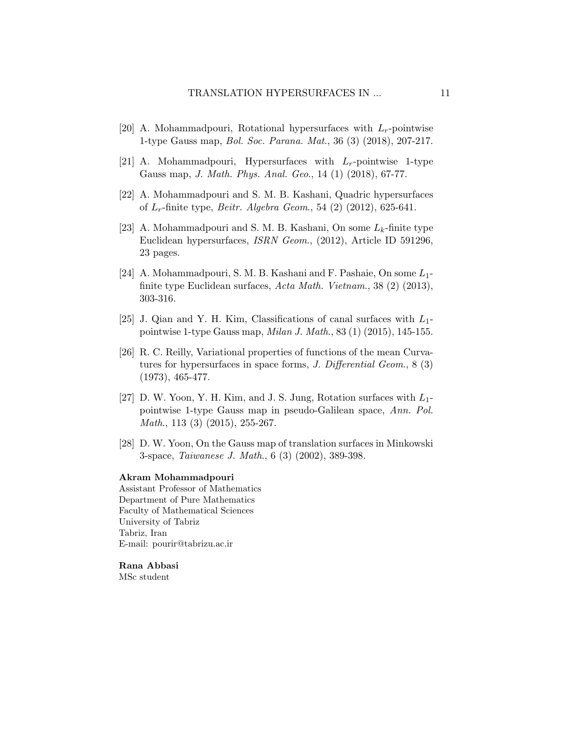[20] A. Mohammadpouri, Rotational hypersurfaces with $L_r$-pointwise 1-type Gauss map, *Bol. Soc. Parana. Mat.*, 36 (3) (2018), 207-217.

[21] A. Mohammadpouri, Hypersurfaces with $L_r$-pointwise 1-type Gauss map, *J. Math. Phys. Anal. Geo.*, 14 (1) (2018), 67-77.

[22] A. Mohammadpouri and S. M. B. Kashani, Quadric hypersurfaces of $L_r$-finite type, *Beitr. Algebra Geom.*, 54 (2) (2012), 625-641.

[23] A. Mohammadpouri and S. M. B. Kashani, On some $L_k$-finite type Euclidean hypersurfaces, *ISRN Geom.*, (2012), Article ID 591296, 23 pages.

[24] A. Mohammadpouri, S. M. B. Kashani and F. Pashaie, On some $L_1$-finite type Euclidean surfaces, *Acta Math. Vietnam.*, 38 (2) (2013), 303-316.

[25] J. Qian and Y. H. Kim, Classifications of canal surfaces with $L_1$-pointwise 1-type Gauss map, *Milan J. Math.*, 83 (1) (2015), 145-155.

[26] R. C. Reilly, Variational properties of functions of the mean Curvatures for hypersurfaces in space forms, *J. Differential Geom.*, 8 (3) (1973), 465-477.

[27] D. W. Yoon, Y. H. Kim, and J. S. Jung, Rotation surfaces with $L_1$-pointwise 1-type Gauss map in pseudo-Galilean space, *Ann. Pol. Math.*, 113 (3) (2015), 255-267.

[28] D. W. Yoon, On the Gauss map of translation surfaces in Minkowski 3-space, *Taiwanese J. Math.*, 6 (3) (2002), 389-398.

**Akram Mohammadpouri**
Assistant Professor of Mathematics
Department of Pure Mathematics
Faculty of Mathematical Sciences
University of Tabriz
Tabriz, Iran
E-mail: pourir@tabrizu.ac.ir

**Rana Abbasi**
MSc student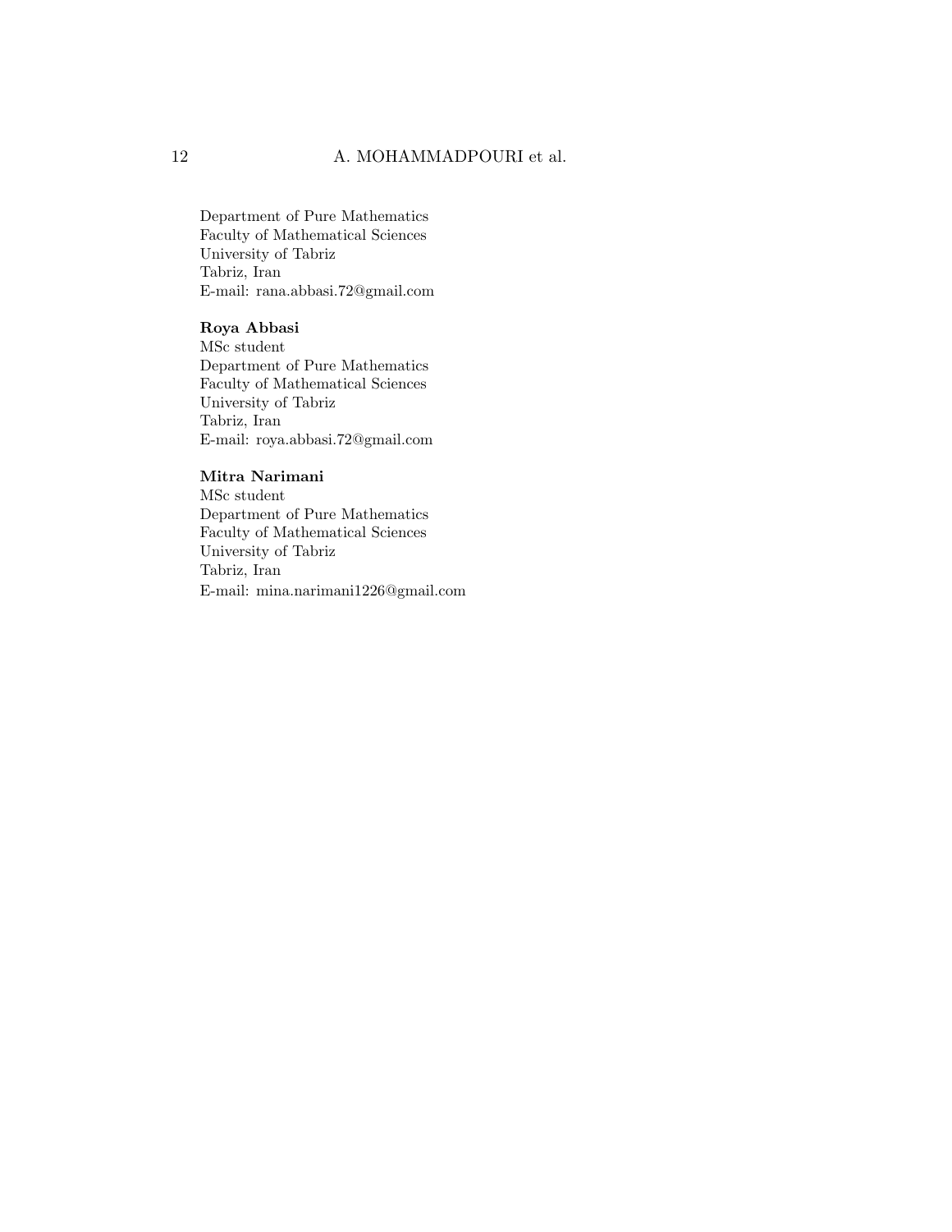Department of Pure Mathematics
Faculty of Mathematical Sciences
University of Tabriz
Tabriz, Iran
E-mail: rana.abbasi.72@gmail.com

**Roya Abbasi**
MSc student
Department of Pure Mathematics
Faculty of Mathematical Sciences
University of Tabriz
Tabriz, Iran
E-mail: roya.abbasi.72@gmail.com

**Mitra Narimani**
MSc student
Department of Pure Mathematics
Faculty of Mathematical Sciences
University of Tabriz
Tabriz, Iran
E-mail: mina.narimani1226@gmail.com